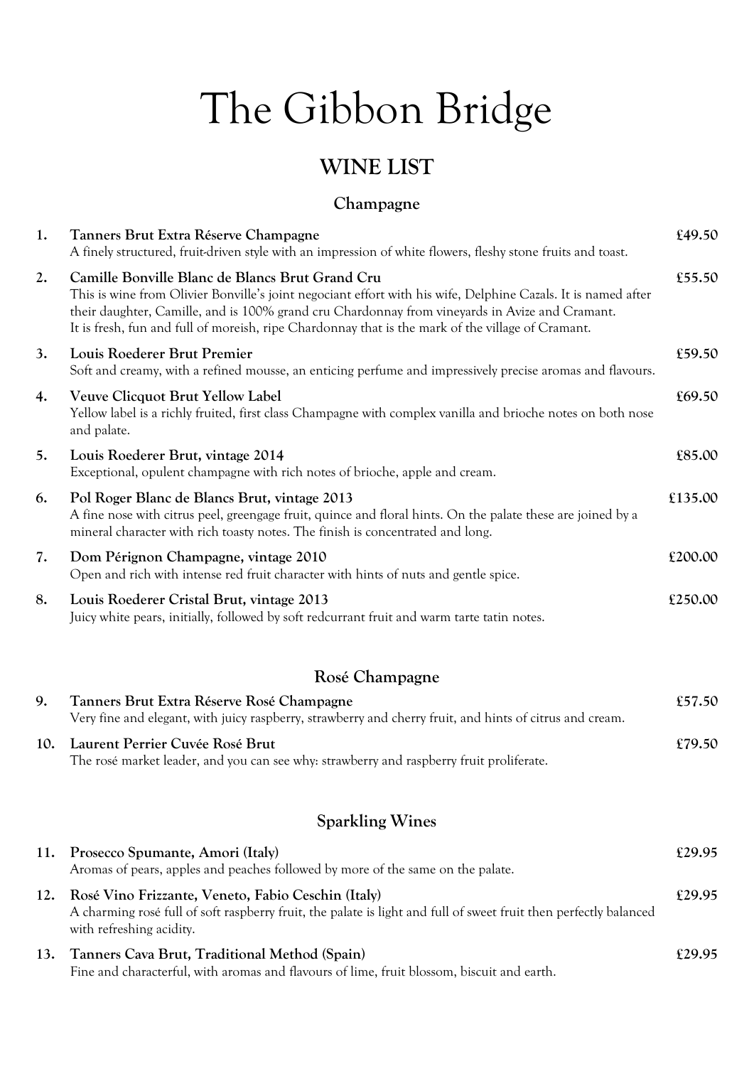# The Gibbon Bridge

## WINE LIST

### Champagne

1. **Tanners Brut Extra Réserve Champagne** — **£49.50**
   A finely structured, fruit-driven style with an impression of white flowers, fleshy stone fruits and toast.

2. **Camille Bonville Blanc de Blancs Brut Grand Cru** — **£55.50**
   This is wine from Olivier Bonville's joint negociant effort with his wife, Delphine Cazals. It is named after their daughter, Camille, and is 100% grand cru Chardonnay from vineyards in Avize and Cramant.
   It is fresh, fun and full of moreish, ripe Chardonnay that is the mark of the village of Cramant.

3. **Louis Roederer Brut Premier** — **£59.50**
   Soft and creamy, with a refined mousse, an enticing perfume and impressively precise aromas and flavours.

4. **Veuve Clicquot Brut Yellow Label** — **£69.50**
   Yellow label is a richly fruited, first class Champagne with complex vanilla and brioche notes on both nose and palate.

5. **Louis Roederer Brut, vintage 2014** — **£85.00**
   Exceptional, opulent champagne with rich notes of brioche, apple and cream.

6. **Pol Roger Blanc de Blancs Brut, vintage 2013** — **£135.00**
   A fine nose with citrus peel, greengage fruit, quince and floral hints. On the palate these are joined by a mineral character with rich toasty notes. The finish is concentrated and long.

7. **Dom Pérignon Champagne, vintage 2010** — **£200.00**
   Open and rich with intense red fruit character with hints of nuts and gentle spice.

8. **Louis Roederer Cristal Brut, vintage 2013** — **£250.00**
   Juicy white pears, initially, followed by soft redcurrant fruit and warm tarte tatin notes.

### Rosé Champagne

9. **Tanners Brut Extra Réserve Rosé Champagne** — **£57.50**
   Very fine and elegant, with juicy raspberry, strawberry and cherry fruit, and hints of citrus and cream.

10. **Laurent Perrier Cuvée Rosé Brut** — **£79.50**
    The rosé market leader, and you can see why: strawberry and raspberry fruit proliferate.

### Sparkling Wines

11. **Prosecco Spumante, Amori (Italy)** — **£29.95**
    Aromas of pears, apples and peaches followed by more of the same on the palate.

12. **Rosé Vino Frizzante, Veneto, Fabio Ceschin (Italy)** — **£29.95**
    A charming rosé full of soft raspberry fruit, the palate is light and full of sweet fruit then perfectly balanced with refreshing acidity.

13. **Tanners Cava Brut, Traditional Method (Spain)** — **£29.95**
    Fine and characterful, with aromas and flavours of lime, fruit blossom, biscuit and earth.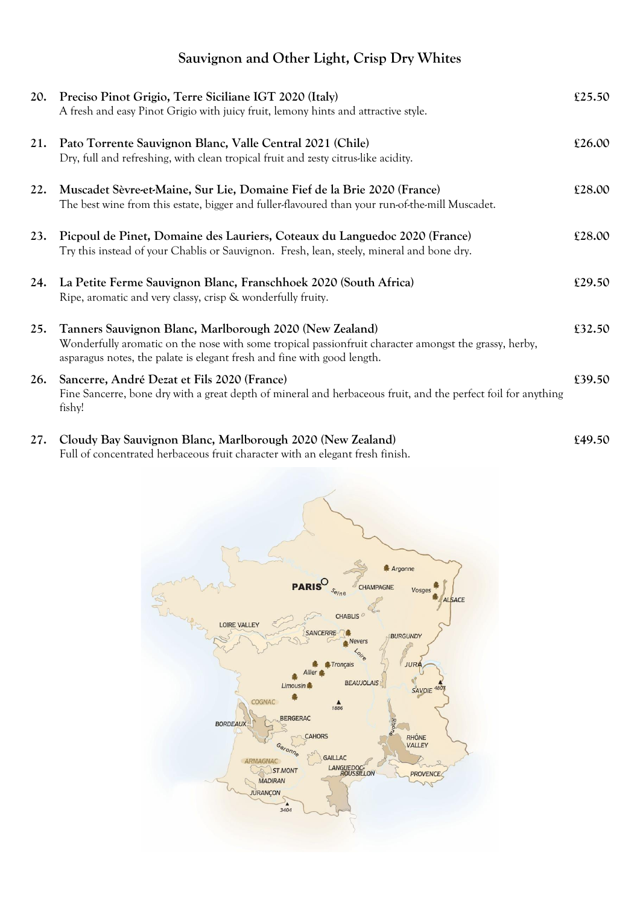## Sauvignon and Other Light, Crisp Dry Whites

**20. Preciso Pinot Grigio, Terre Siciliane IGT 2020 (Italy)** £25.50
A fresh and easy Pinot Grigio with juicy fruit, lemony hints and attractive style.

**21. Pato Torrente Sauvignon Blanc, Valle Central 2021 (Chile)** £26.00
Dry, full and refreshing, with clean tropical fruit and zesty citrus-like acidity.

**22. Muscadet Sèvre-et-Maine, Sur Lie, Domaine Fief de la Brie 2020 (France)** £28.00
The best wine from this estate, bigger and fuller-flavoured than your run-of-the-mill Muscadet.

**23. Picpoul de Pinet, Domaine des Lauriers, Coteaux du Languedoc 2020 (France)** £28.00
Try this instead of your Chablis or Sauvignon. Fresh, lean, steely, mineral and bone dry.

**24. La Petite Ferme Sauvignon Blanc, Franschhoek 2020 (South Africa)** £29.50
Ripe, aromatic and very classy, crisp & wonderfully fruity.

**25. Tanners Sauvignon Blanc, Marlborough 2020 (New Zealand)** £32.50
Wonderfully aromatic on the nose with some tropical passionfruit character amongst the grassy, herby, asparagus notes, the palate is elegant fresh and fine with good length.

**26. Sancerre, André Dezat et Fils 2020 (France)** £39.50
Fine Sancerre, bone dry with a great depth of mineral and herbaceous fruit, and the perfect foil for anything fishy!

**27. Cloudy Bay Sauvignon Blanc, Marlborough 2020 (New Zealand)** £49.50
Full of concentrated herbaceous fruit character with an elegant fresh finish.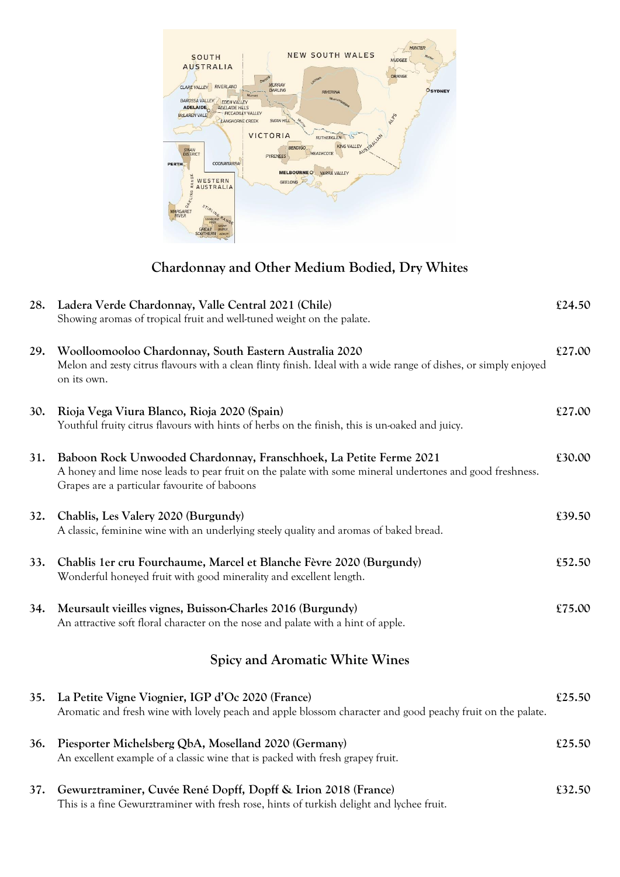## Chardonnay and Other Medium Bodied, Dry Whites

**28. Ladera Verde Chardonnay, Valle Central 2021 (Chile)** — **£24.50**
Showing aromas of tropical fruit and well-tuned weight on the palate.

**29. Woolloomooloo Chardonnay, South Eastern Australia 2020** — **£27.00**
Melon and zesty citrus flavours with a clean flinty finish. Ideal with a wide range of dishes, or simply enjoyed on its own.

**30. Rioja Vega Viura Blanco, Rioja 2020 (Spain)** — **£27.00**
Youthful fruity citrus flavours with hints of herbs on the finish, this is un-oaked and juicy.

**31. Baboon Rock Unwooded Chardonnay, Franschhoek, La Petite Ferme 2021** — **£30.00**
A honey and lime nose leads to pear fruit on the palate with some mineral undertones and good freshness. Grapes are a particular favourite of baboons

**32. Chablis, Les Valery 2020 (Burgundy)** — **£39.50**
A classic, feminine wine with an underlying steely quality and aromas of baked bread.

**33. Chablis 1er cru Fourchaume, Marcel et Blanche Fèvre 2020 (Burgundy)** — **£52.50**
Wonderful honeyed fruit with good minerality and excellent length.

**34. Meursault vieilles vignes, Buisson-Charles 2016 (Burgundy)** — **£75.00**
An attractive soft floral character on the nose and palate with a hint of apple.

## Spicy and Aromatic White Wines

**35. La Petite Vigne Viognier, IGP d'Oc 2020 (France)** — **£25.50**
Aromatic and fresh wine with lovely peach and apple blossom character and good peachy fruit on the palate.

**36. Piesporter Michelsberg QbA, Moselland 2020 (Germany)** — **£25.50**
An excellent example of a classic wine that is packed with fresh grapey fruit.

**37. Gewurztraminer, Cuvée René Dopff, Dopff & Irion 2018 (France)** — **£32.50**
This is a fine Gewurztraminer with fresh rose, hints of turkish delight and lychee fruit.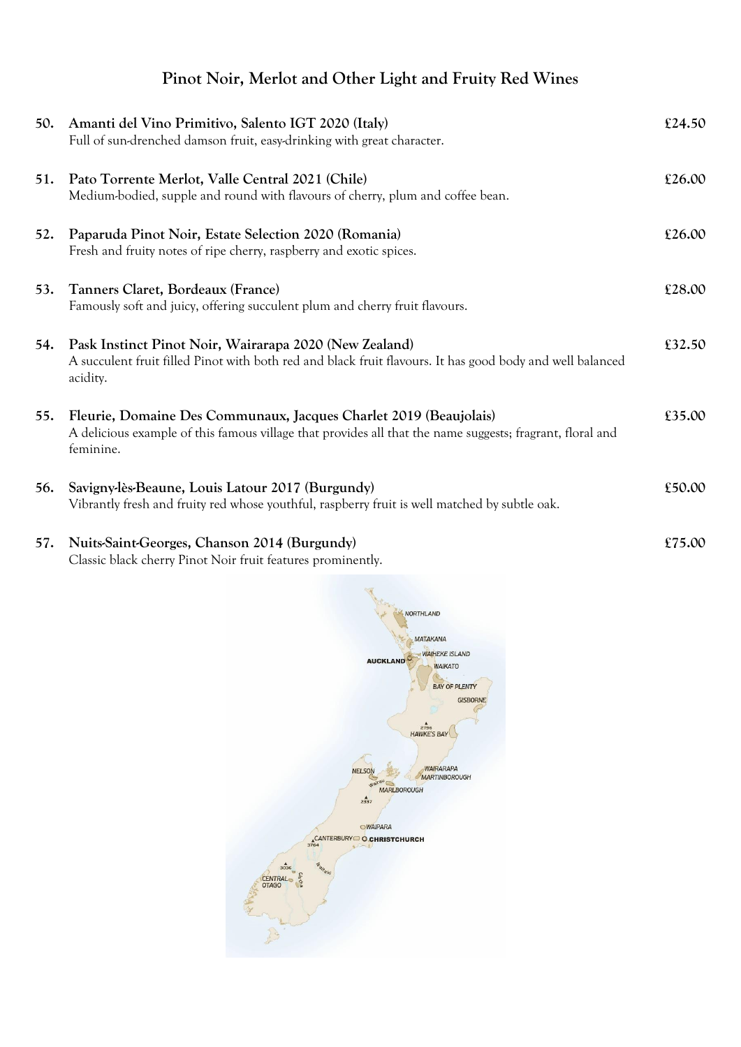## Pinot Noir, Merlot and Other Light and Fruity Red Wines

**50. Amanti del Vino Primitivo, Salento IGT 2020 (Italy)** **£24.50**
Full of sun-drenched damson fruit, easy-drinking with great character.

**51. Pato Torrente Merlot, Valle Central 2021 (Chile)** **£26.00**
Medium-bodied, supple and round with flavours of cherry, plum and coffee bean.

**52. Paparuda Pinot Noir, Estate Selection 2020 (Romania)** **£26.00**
Fresh and fruity notes of ripe cherry, raspberry and exotic spices.

**53. Tanners Claret, Bordeaux (France)** **£28.00**
Famously soft and juicy, offering succulent plum and cherry fruit flavours.

**54. Pask Instinct Pinot Noir, Wairarapa 2020 (New Zealand)** **£32.50**
A succulent fruit filled Pinot with both red and black fruit flavours. It has good body and well balanced acidity.

**55. Fleurie, Domaine Des Communaux, Jacques Charlet 2019 (Beaujolais)** **£35.00**
A delicious example of this famous village that provides all that the name suggests; fragrant, floral and feminine.

**56. Savigny-lès-Beaune, Louis Latour 2017 (Burgundy)** **£50.00**
Vibrantly fresh and fruity red whose youthful, raspberry fruit is well matched by subtle oak.

**57. Nuits-Saint-Georges, Chanson 2014 (Burgundy)** **£75.00**
Classic black cherry Pinot Noir fruit features prominently.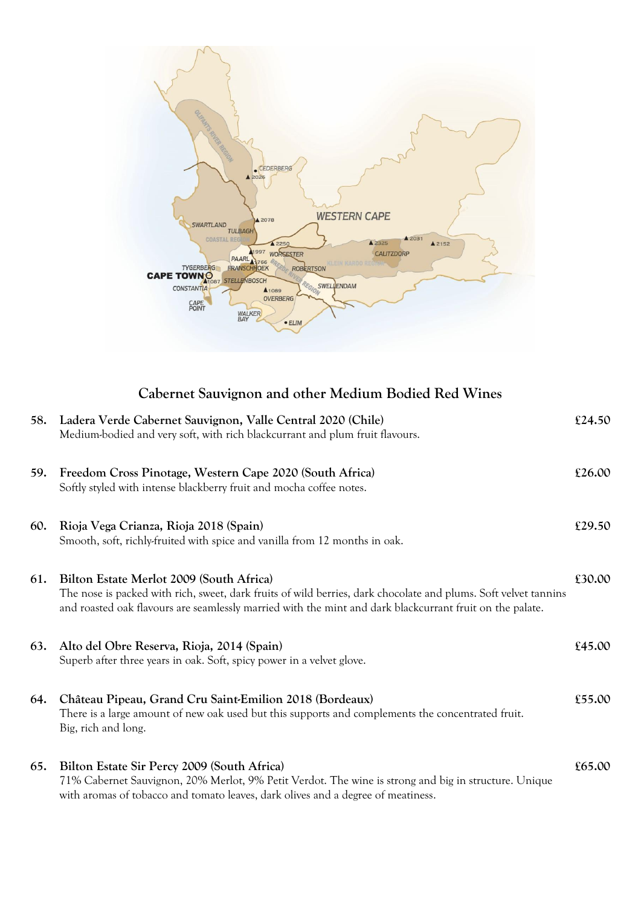## Cabernet Sauvignon and other Medium Bodied Red Wines

**58. Ladera Verde Cabernet Sauvignon, Valle Central 2020 (Chile)** — £24.50
Medium-bodied and very soft, with rich blackcurrant and plum fruit flavours.

**59. Freedom Cross Pinotage, Western Cape 2020 (South Africa)** — £26.00
Softly styled with intense blackberry fruit and mocha coffee notes.

**60. Rioja Vega Crianza, Rioja 2018 (Spain)** — £29.50
Smooth, soft, richly-fruited with spice and vanilla from 12 months in oak.

**61. Bilton Estate Merlot 2009 (South Africa)** — £30.00
The nose is packed with rich, sweet, dark fruits of wild berries, dark chocolate and plums. Soft velvet tannins and roasted oak flavours are seamlessly married with the mint and dark blackcurrant fruit on the palate.

**63. Alto del Obre Reserva, Rioja, 2014 (Spain)** — £45.00
Superb after three years in oak. Soft, spicy power in a velvet glove.

**64. Château Pipeau, Grand Cru Saint-Emilion 2018 (Bordeaux)** — £55.00
There is a large amount of new oak used but this supports and complements the concentrated fruit.
Big, rich and long.

**65. Bilton Estate Sir Percy 2009 (South Africa)** — £65.00
71% Cabernet Sauvignon, 20% Merlot, 9% Petit Verdot. The wine is strong and big in structure. Unique with aromas of tobacco and tomato leaves, dark olives and a degree of meatiness.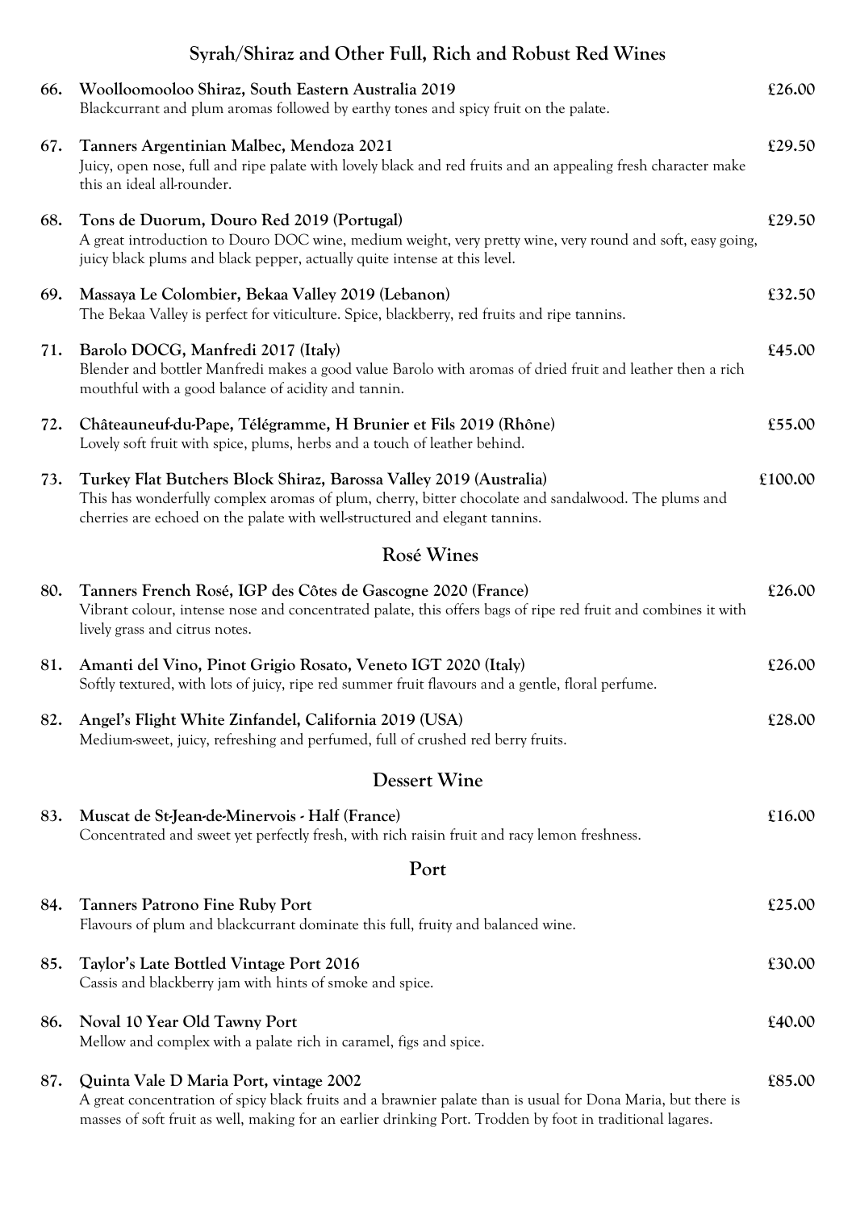## Syrah/Shiraz and Other Full, Rich and Robust Red Wines

**66. Woolloomooloo Shiraz, South Eastern Australia 2019** — **£26.00**
Blackcurrant and plum aromas followed by earthy tones and spicy fruit on the palate.

**67. Tanners Argentinian Malbec, Mendoza 2021** — **£29.50**
Juicy, open nose, full and ripe palate with lovely black and red fruits and an appealing fresh character make this an ideal all-rounder.

**68. Tons de Duorum, Douro Red 2019 (Portugal)** — **£29.50**
A great introduction to Douro DOC wine, medium weight, very pretty wine, very round and soft, easy going, juicy black plums and black pepper, actually quite intense at this level.

**69. Massaya Le Colombier, Bekaa Valley 2019 (Lebanon)** — **£32.50**
The Bekaa Valley is perfect for viticulture. Spice, blackberry, red fruits and ripe tannins.

**71. Barolo DOCG, Manfredi 2017 (Italy)** — **£45.00**
Blender and bottler Manfredi makes a good value Barolo with aromas of dried fruit and leather then a rich mouthful with a good balance of acidity and tannin.

**72. Châteauneuf-du-Pape, Télégramme, H Brunier et Fils 2019 (Rhône)** — **£55.00**
Lovely soft fruit with spice, plums, herbs and a touch of leather behind.

**73. Turkey Flat Butchers Block Shiraz, Barossa Valley 2019 (Australia)** — **£100.00**
This has wonderfully complex aromas of plum, cherry, bitter chocolate and sandalwood. The plums and cherries are echoed on the palate with well-structured and elegant tannins.

## Rosé Wines

**80. Tanners French Rosé, IGP des Côtes de Gascogne 2020 (France)** — **£26.00**
Vibrant colour, intense nose and concentrated palate, this offers bags of ripe red fruit and combines it with lively grass and citrus notes.

**81. Amanti del Vino, Pinot Grigio Rosato, Veneto IGT 2020 (Italy)** — **£26.00**
Softly textured, with lots of juicy, ripe red summer fruit flavours and a gentle, floral perfume.

**82. Angel's Flight White Zinfandel, California 2019 (USA)** — **£28.00**
Medium-sweet, juicy, refreshing and perfumed, full of crushed red berry fruits.

## Dessert Wine

**83. Muscat de St-Jean-de-Minervois - Half (France)** — **£16.00**
Concentrated and sweet yet perfectly fresh, with rich raisin fruit and racy lemon freshness.

## Port

**84. Tanners Patrono Fine Ruby Port** — **£25.00**
Flavours of plum and blackcurrant dominate this full, fruity and balanced wine.

**85. Taylor's Late Bottled Vintage Port 2016** — **£30.00**
Cassis and blackberry jam with hints of smoke and spice.

**86. Noval 10 Year Old Tawny Port** — **£40.00**
Mellow and complex with a palate rich in caramel, figs and spice.

**87. Quinta Vale D Maria Port, vintage 2002** — **£85.00**
A great concentration of spicy black fruits and a brawnier palate than is usual for Dona Maria, but there is masses of soft fruit as well, making for an earlier drinking Port. Trodden by foot in traditional lagares.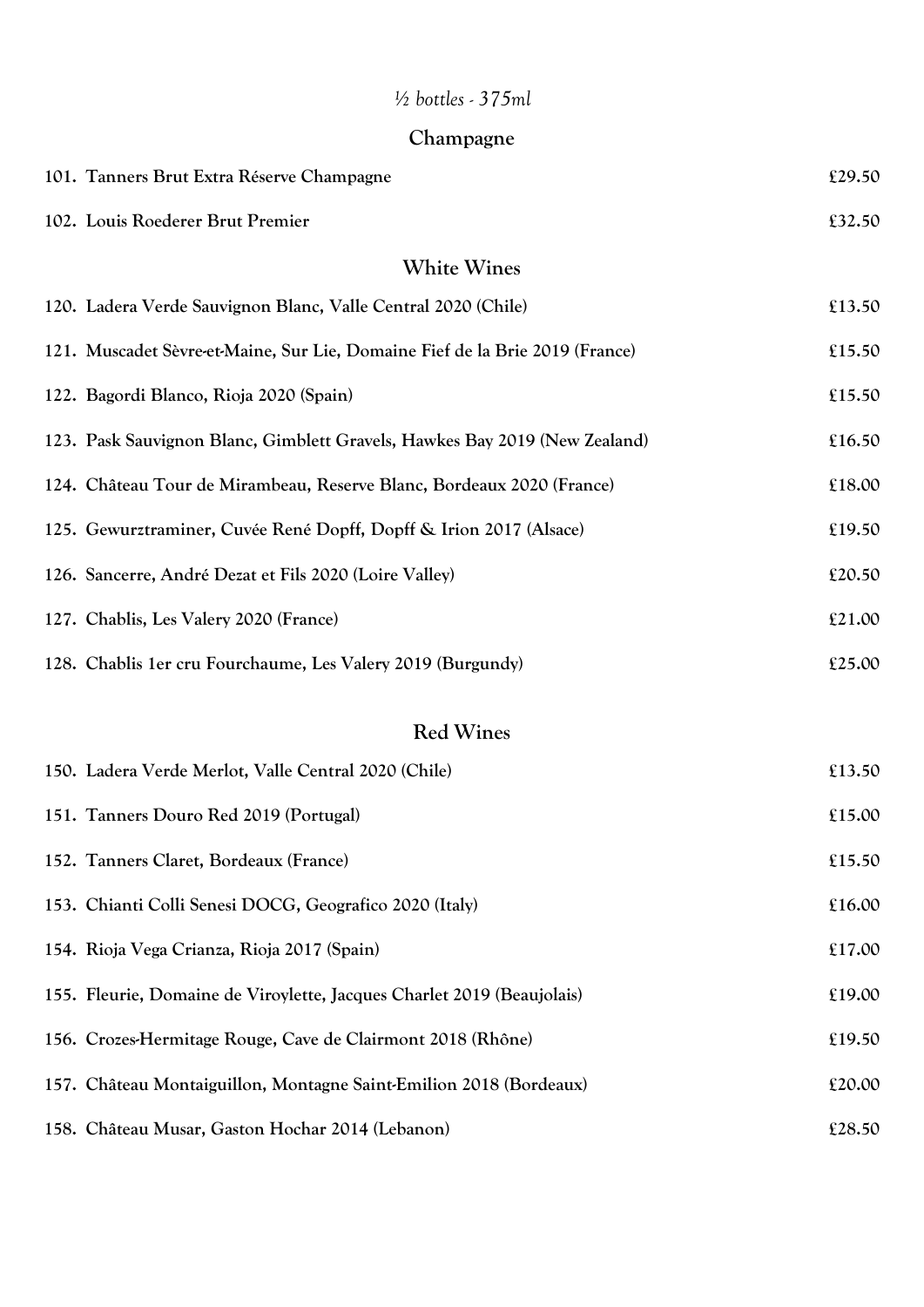*½ bottles - 375ml*

## Champagne

| | |
|---|---|
| **101. Tanners Brut Extra Réserve Champagne** | **£29.50** |
| **102. Louis Roederer Brut Premier** | **£32.50** |

## White Wines

| | |
|---|---|
| **120. Ladera Verde Sauvignon Blanc, Valle Central 2020 (Chile)** | **£13.50** |
| **121. Muscadet Sèvre-et-Maine, Sur Lie, Domaine Fief de la Brie 2019 (France)** | **£15.50** |
| **122. Bagordi Blanco, Rioja 2020 (Spain)** | **£15.50** |
| **123. Pask Sauvignon Blanc, Gimblett Gravels, Hawkes Bay 2019 (New Zealand)** | **£16.50** |
| **124. Château Tour de Mirambeau, Reserve Blanc, Bordeaux 2020 (France)** | **£18.00** |
| **125. Gewurztraminer, Cuvée René Dopff, Dopff & Irion 2017 (Alsace)** | **£19.50** |
| **126. Sancerre, André Dezat et Fils 2020 (Loire Valley)** | **£20.50** |
| **127. Chablis, Les Valery 2020 (France)** | **£21.00** |
| **128. Chablis 1er cru Fourchaume, Les Valery 2019 (Burgundy)** | **£25.00** |

## Red Wines

| | |
|---|---|
| **150. Ladera Verde Merlot, Valle Central 2020 (Chile)** | **£13.50** |
| **151. Tanners Douro Red 2019 (Portugal)** | **£15.00** |
| **152. Tanners Claret, Bordeaux (France)** | **£15.50** |
| **153. Chianti Colli Senesi DOCG, Geografico 2020 (Italy)** | **£16.00** |
| **154. Rioja Vega Crianza, Rioja 2017 (Spain)** | **£17.00** |
| **155. Fleurie, Domaine de Viroylette, Jacques Charlet 2019 (Beaujolais)** | **£19.00** |
| **156. Crozes-Hermitage Rouge, Cave de Clairmont 2018 (Rhône)** | **£19.50** |
| **157. Château Montaiguillon, Montagne Saint-Emilion 2018 (Bordeaux)** | **£20.00** |
| **158. Château Musar, Gaston Hochar 2014 (Lebanon)** | **£28.50** |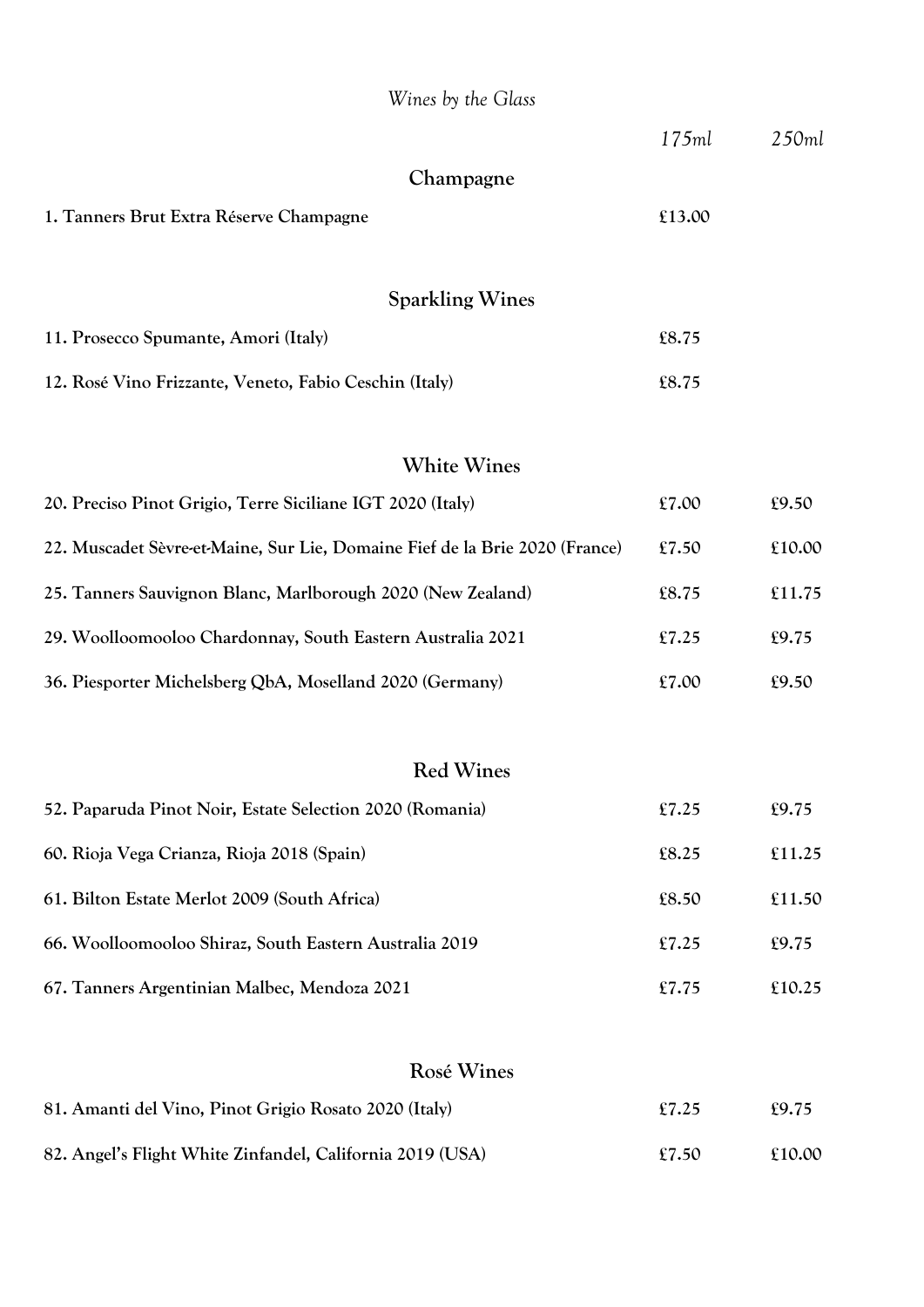*Wines by the Glass*

| | *175ml* | *250ml* |
|---|---|---|
| **Champagne** | | |
| **1. Tanners Brut Extra Réserve Champagne** | **£13.00** | |
| **Sparkling Wines** | | |
| **11. Prosecco Spumante, Amori (Italy)** | **£8.75** | |
| **12. Rosé Vino Frizzante, Veneto, Fabio Ceschin (Italy)** | **£8.75** | |
| **White Wines** | | |
| **20. Preciso Pinot Grigio, Terre Siciliane IGT 2020 (Italy)** | **£7.00** | **£9.50** |
| **22. Muscadet Sèvre-et-Maine, Sur Lie, Domaine Fief de la Brie 2020 (France)** | **£7.50** | **£10.00** |
| **25. Tanners Sauvignon Blanc, Marlborough 2020 (New Zealand)** | **£8.75** | **£11.75** |
| **29. Woolloomooloo Chardonnay, South Eastern Australia 2021** | **£7.25** | **£9.75** |
| **36. Piesporter Michelsberg QbA, Moselland 2020 (Germany)** | **£7.00** | **£9.50** |
| **Red Wines** | | |
| **52. Paparuda Pinot Noir, Estate Selection 2020 (Romania)** | **£7.25** | **£9.75** |
| **60. Rioja Vega Crianza, Rioja 2018 (Spain)** | **£8.25** | **£11.25** |
| **61. Bilton Estate Merlot 2009 (South Africa)** | **£8.50** | **£11.50** |
| **66. Woolloomooloo Shiraz, South Eastern Australia 2019** | **£7.25** | **£9.75** |
| **67. Tanners Argentinian Malbec, Mendoza 2021** | **£7.75** | **£10.25** |
| **Rosé Wines** | | |
| **81. Amanti del Vino, Pinot Grigio Rosato 2020 (Italy)** | **£7.25** | **£9.75** |
| **82. Angel's Flight White Zinfandel, California 2019 (USA)** | **£7.50** | **£10.00** |